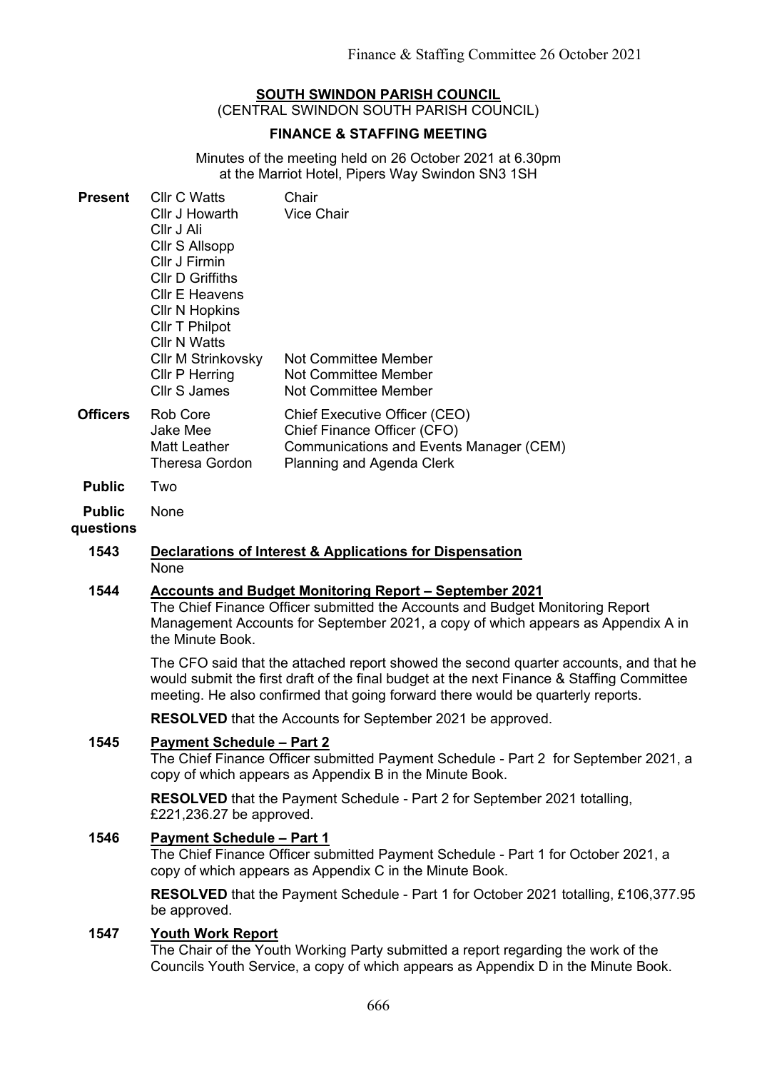**SOUTH SWINDON PARISH COUNCIL**

(CENTRAL SWINDON SOUTH PARISH COUNCIL)

**FINANCE & STAFFING MEETING**

Minutes of the meeting held on 26 October 2021 at 6.30pm at the Marriot Hotel, Pipers Way Swindon SN3 1SH

| | | |
|---|---|---|
| **Present** | Cllr C Watts | Chair |
| | Cllr J Howarth | Vice Chair |
| | Cllr J Ali | |
| | Cllr S Allsopp | |
| | Cllr J Firmin | |
| | Cllr D Griffiths | |
| | Cllr E Heavens | |
| | Cllr N Hopkins | |
| | Cllr T Philpot | |
| | Cllr N Watts | |
| | Cllr M Strinkovsky | Not Committee Member |
| | Cllr P Herring | Not Committee Member |
| | Cllr S James | Not Committee Member |
| **Officers** | Rob Core | Chief Executive Officer (CEO) |
| | Jake Mee | Chief Finance Officer (CFO) |
| | Matt Leather | Communications and Events Manager (CEM) |
| | Theresa Gordon | Planning and Agenda Clerk |
| **Public** | Two | |
| **Public questions** | None | |

**1543 Declarations of Interest & Applications for Dispensation**

None

**1544 Accounts and Budget Monitoring Report – September 2021**

The Chief Finance Officer submitted the Accounts and Budget Monitoring Report Management Accounts for September 2021, a copy of which appears as Appendix A in the Minute Book.

The CFO said that the attached report showed the second quarter accounts, and that he would submit the first draft of the final budget at the next Finance & Staffing Committee meeting. He also confirmed that going forward there would be quarterly reports.

**RESOLVED** that the Accounts for September 2021 be approved.

**1545 Payment Schedule – Part 2**

The Chief Finance Officer submitted Payment Schedule - Part 2 for September 2021, a copy of which appears as Appendix B in the Minute Book.

**RESOLVED** that the Payment Schedule - Part 2 for September 2021 totalling, £221,236.27 be approved.

**1546 Payment Schedule – Part 1**

The Chief Finance Officer submitted Payment Schedule - Part 1 for October 2021, a copy of which appears as Appendix C in the Minute Book.

**RESOLVED** that the Payment Schedule - Part 1 for October 2021 totalling, £106,377.95 be approved.

**1547 Youth Work Report**

The Chair of the Youth Working Party submitted a report regarding the work of the Councils Youth Service, a copy of which appears as Appendix D in the Minute Book.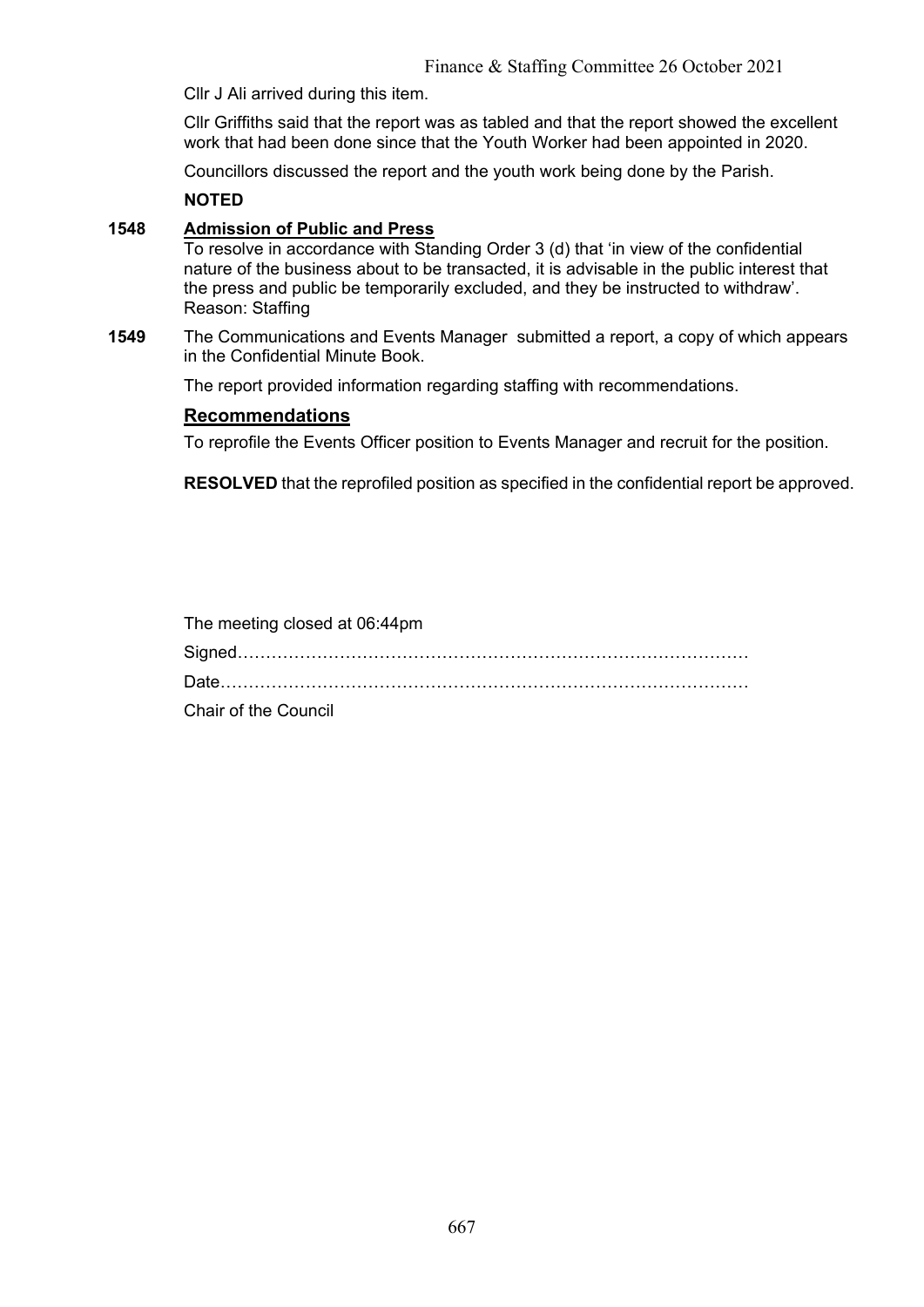Cllr J Ali arrived during this item.

Cllr Griffiths said that the report was as tabled and that the report showed the excellent work that had been done since that the Youth Worker had been appointed in 2020.

Councillors discussed the report and the youth work being done by the Parish.

**NOTED**

**1548 Admission of Public and Press**

To resolve in accordance with Standing Order 3 (d) that 'in view of the confidential nature of the business about to be transacted, it is advisable in the public interest that the press and public be temporarily excluded, and they be instructed to withdraw'. Reason: Staffing

**1549** The Communications and Events Manager submitted a report, a copy of which appears in the Confidential Minute Book.

The report provided information regarding staffing with recommendations.

**Recommendations**

To reprofile the Events Officer position to Events Manager and recruit for the position.

**RESOLVED** that the reprofiled position as specified in the confidential report be approved.

The meeting closed at 06:44pm

Signed………………………………………………………………………………

Date…………………………………………………………………………………

Chair of the Council